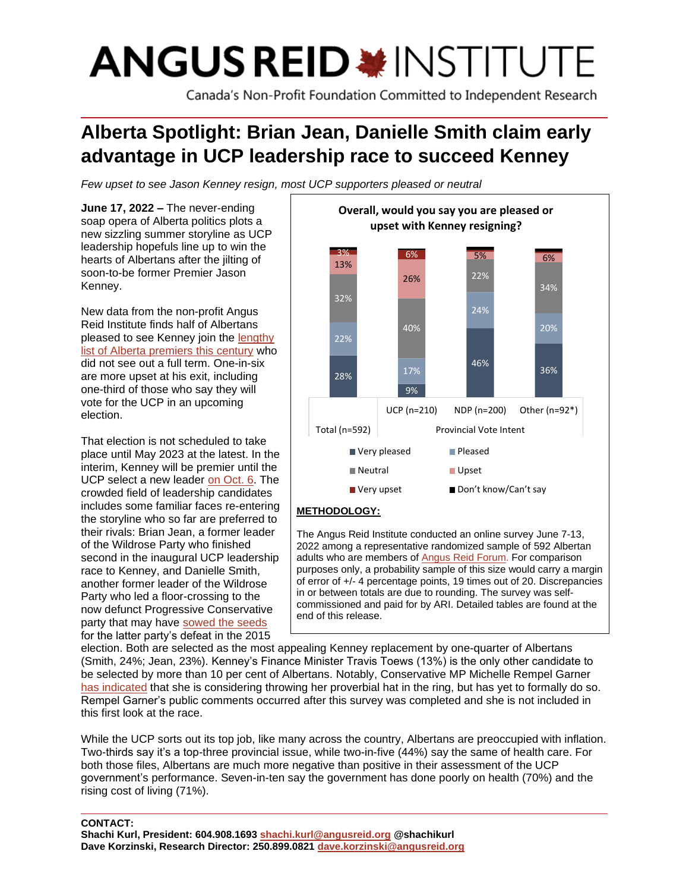# ANGUS REID INSTITUTE

Canada's Non-Profit Foundation Committed to Independent Research

## Alberta Spotlight: Brian Jean, Danielle Smith claim early advantage in UCP leadership race to succeed Kenney

*Few upset to see Jason Kenney resign, most UCP supporters pleased or neutral*

**June 17, 2022 –** The never-ending soap opera of Alberta politics plots a new sizzling summer storyline as UCP leadership hopefuls line up to win the hearts of Albertans after the jilting of soon-to-be former Premier Jason Kenney.

New data from the non-profit Angus Reid Institute finds half of Albertans pleased to see Kenney join the lengthy list of Alberta premiers this century who did not see out a full term. One-in-six are more upset at his exit, including one-third of those who say they will vote for the UCP in an upcoming election.

That election is not scheduled to take place until May 2023 at the latest. In the interim, Kenney will be premier until the UCP select a new leader on Oct. 6. The crowded field of leadership candidates includes some familiar faces re-entering the storyline who so far are preferred to their rivals: Brian Jean, a former leader of the Wildrose Party who finished second in the inaugural UCP leadership race to Kenney, and Danielle Smith, another former leader of the Wildrose Party who led a floor-crossing to the now defunct Progressive Conservative party that may have sowed the seeds for the latter party's defeat in the 2015 election. Both are selected as the most appealing Kenney replacement by one-quarter of Albertans (Smith, 24%; Jean, 23%). Kenney's Finance Minister Travis Toews (13%) is the only other candidate to be selected by more than 10 per cent of Albertans. Notably, Conservative MP Michelle Rempel Garner has indicated that she is considering throwing her proverbial hat in the ring, but has yet to formally do so. Rempel Garner's public comments occurred after this survey was completed and she is not included in this first look at the race.

**Overall, would you say you are pleased or upset with Kenney resigning?**

| | Total (n=592) | UCP (n=210) | NDP (n=200) | Other (n=92*) |
|---|---|---|---|---|
| Very pleased | 28% | 9% | 46% | 36% |
| Pleased | 22% | 17% | 24% | 20% |
| Neutral | 32% | 40% | 22% | 34% |
| Upset | 13% | 26% | 5% | 6% |
| Very upset | 3% | 6% | | |
| Don't know/Can't say | | | | |

UCP, NDP and Other columns: Provincial Vote Intent

**METHODOLOGY:**

The Angus Reid Institute conducted an online survey June 7-13, 2022 among a representative randomized sample of 592 Albertan adults who are members of Angus Reid Forum. For comparison purposes only, a probability sample of this size would carry a margin of error of +/- 4 percentage points, 19 times out of 20. Discrepancies in or between totals are due to rounding. The survey was self-commissioned and paid for by ARI. Detailed tables are found at the end of this release.

While the UCP sorts out its top job, like many across the country, Albertans are preoccupied with inflation. Two-thirds say it's a top-three provincial issue, while two-in-five (44%) say the same of health care. For both those files, Albertans are much more negative than positive in their assessment of the UCP government's performance. Seven-in-ten say the government has done poorly on health (70%) and the rising cost of living (71%).

**CONTACT:**
**Shachi Kurl, President: 604.908.1693 shachi.kurl@angusreid.org @shachikurl**
**Dave Korzinski, Research Director: 250.899.0821 dave.korzinski@angusreid.org**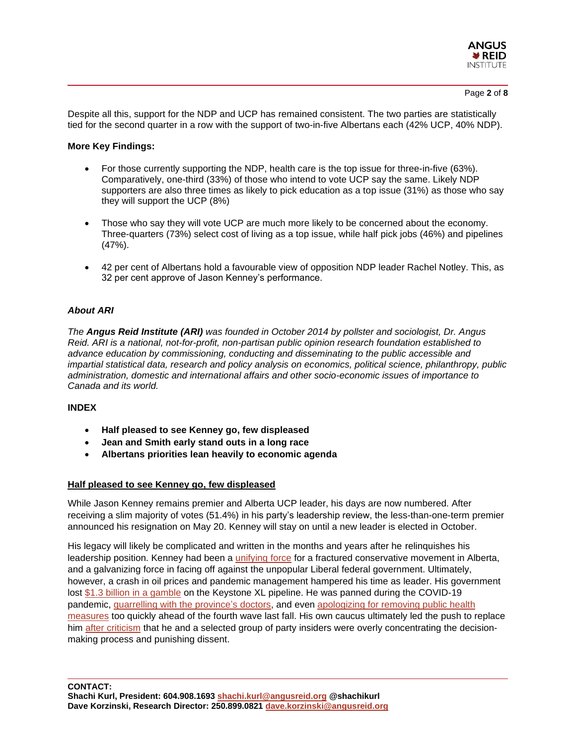Despite all this, support for the NDP and UCP has remained consistent. The two parties are statistically tied for the second quarter in a row with the support of two-in-five Albertans each (42% UCP, 40% NDP).

**More Key Findings:**

- For those currently supporting the NDP, health care is the top issue for three-in-five (63%). Comparatively, one-third (33%) of those who intend to vote UCP say the same. Likely NDP supporters are also three times as likely to pick education as a top issue (31%) as those who say they will support the UCP (8%)
- Those who say they will vote UCP are much more likely to be concerned about the economy. Three-quarters (73%) select cost of living as a top issue, while half pick jobs (46%) and pipelines (47%).
- 42 per cent of Albertans hold a favourable view of opposition NDP leader Rachel Notley. This, as 32 per cent approve of Jason Kenney's performance.

***About ARI***

*The **Angus Reid Institute (ARI)** was founded in October 2014 by pollster and sociologist, Dr. Angus Reid. ARI is a national, not-for-profit, non-partisan public opinion research foundation established to advance education by commissioning, conducting and disseminating to the public accessible and impartial statistical data, research and policy analysis on economics, political science, philanthropy, public administration, domestic and international affairs and other socio-economic issues of importance to Canada and its world.*

**INDEX**

- **Half pleased to see Kenney go, few displeased**
- **Jean and Smith early stand outs in a long race**
- **Albertans priorities lean heavily to economic agenda**

## Half pleased to see Kenney go, few displeased

While Jason Kenney remains premier and Alberta UCP leader, his days are now numbered. After receiving a slim majority of votes (51.4%) in his party's leadership review, the less-than-one-term premier announced his resignation on May 20. Kenney will stay on until a new leader is elected in October.

His legacy will likely be complicated and written in the months and years after he relinquishes his leadership position. Kenney had been a unifying force for a fractured conservative movement in Alberta, and a galvanizing force in facing off against the unpopular Liberal federal government. Ultimately, however, a crash in oil prices and pandemic management hampered his time as leader. His government lost $1.3 billion in a gamble on the Keystone XL pipeline. He was panned during the COVID-19 pandemic, quarrelling with the province's doctors, and even apologizing for removing public health measures too quickly ahead of the fourth wave last fall. His own caucus ultimately led the push to replace him after criticism that he and a selected group of party insiders were overly concentrating the decision-making process and punishing dissent.

**CONTACT:**
**Shachi Kurl, President: 604.908.1693 shachi.kurl@angusreid.org @shachikurl**
**Dave Korzinski, Research Director: 250.899.0821 dave.korzinski@angusreid.org**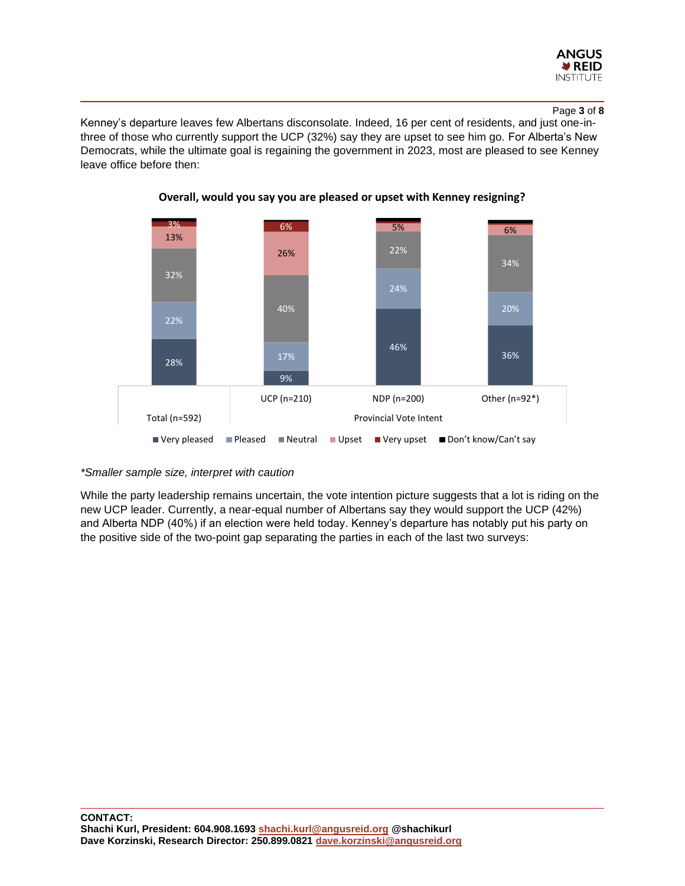Kenney's departure leaves few Albertans disconsolate. Indeed, 16 per cent of residents, and just one-in-three of those who currently support the UCP (32%) say they are upset to see him go. For Alberta's New Democrats, while the ultimate goal is regaining the government in 2023, most are pleased to see Kenney leave office before then:

**Overall, would you say you are pleased or upset with Kenney resigning?**

| | Total (n=592) | UCP (n=210) | NDP (n=200) | Other (n=92*) |
|---|---|---|---|---|
| Very pleased | 28% | 9% | 46% | 36% |
| Pleased | 22% | 17% | 24% | 20% |
| Neutral | 32% | 40% | 22% | 34% |
| Upset | 13% | 26% | 5% | 6% |
| Very upset | 3% | 6% | | |
| Don't know/Can't say | | | | |

Provincial Vote Intent: UCP, NDP, Other

*\*Smaller sample size, interpret with caution*

While the party leadership remains uncertain, the vote intention picture suggests that a lot is riding on the new UCP leader. Currently, a near-equal number of Albertans say they would support the UCP (42%) and Alberta NDP (40%) if an election were held today. Kenney's departure has notably put his party on the positive side of the two-point gap separating the parties in each of the last two surveys:

**CONTACT:**
**Shachi Kurl, President: 604.908.1693 shachi.kurl@angusreid.org @shachikurl**
**Dave Korzinski, Research Director: 250.899.0821 dave.korzinski@angusreid.org**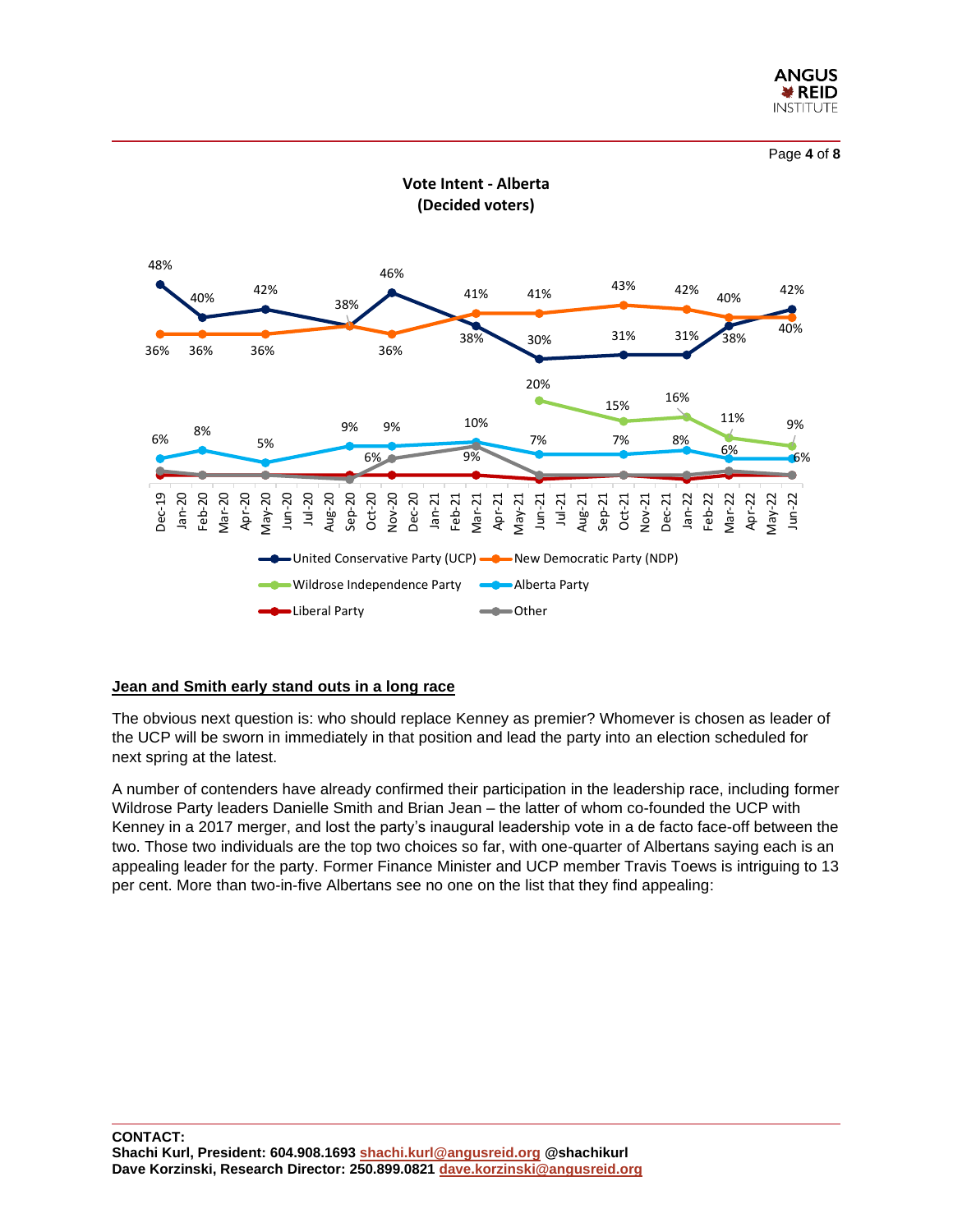**Vote Intent - Alberta**
**(Decided voters)**

| | Dec-19 | Feb-20 | May-20 | Sep-20 | Nov-20 | Mar-21 | Jun-21 | Oct-21 | Jan-22 | Mar-22 | Jun-22 |
|---|---|---|---|---|---|---|---|---|---|---|---|
| United Conservative Party (UCP) | 48% | 40% | 42% | 38% | 46% | 38% | 30% | 31% | 31% | 38% | 42% |
| New Democratic Party (NDP) | 36% | 36% | 36% | 38% | 36% | 41% | 41% | 43% | 42% | 40% | 40% |
| Wildrose Independence Party | | | | | | | 20% | 15% | 16% | 11% | 9% |
| Alberta Party | 6% | 8% | 5% | 9% | 9% | 10% | 7% | 7% | 8% | 6% | 6% |
| Other | | | | | 6% | 9% | | | | | |

## Jean and Smith early stand outs in a long race

The obvious next question is: who should replace Kenney as premier? Whomever is chosen as leader of the UCP will be sworn in immediately in that position and lead the party into an election scheduled for next spring at the latest.

A number of contenders have already confirmed their participation in the leadership race, including former Wildrose Party leaders Danielle Smith and Brian Jean – the latter of whom co-founded the UCP with Kenney in a 2017 merger, and lost the party's inaugural leadership vote in a de facto face-off between the two. Those two individuals are the top two choices so far, with one-quarter of Albertans saying each is an appealing leader for the party. Former Finance Minister and UCP member Travis Toews is intriguing to 13 per cent. More than two-in-five Albertans see no one on the list that they find appealing:

**CONTACT:**
**Shachi Kurl, President: 604.908.1693 shachi.kurl@angusreid.org @shachikurl**
**Dave Korzinski, Research Director: 250.899.0821 dave.korzinski@angusreid.org**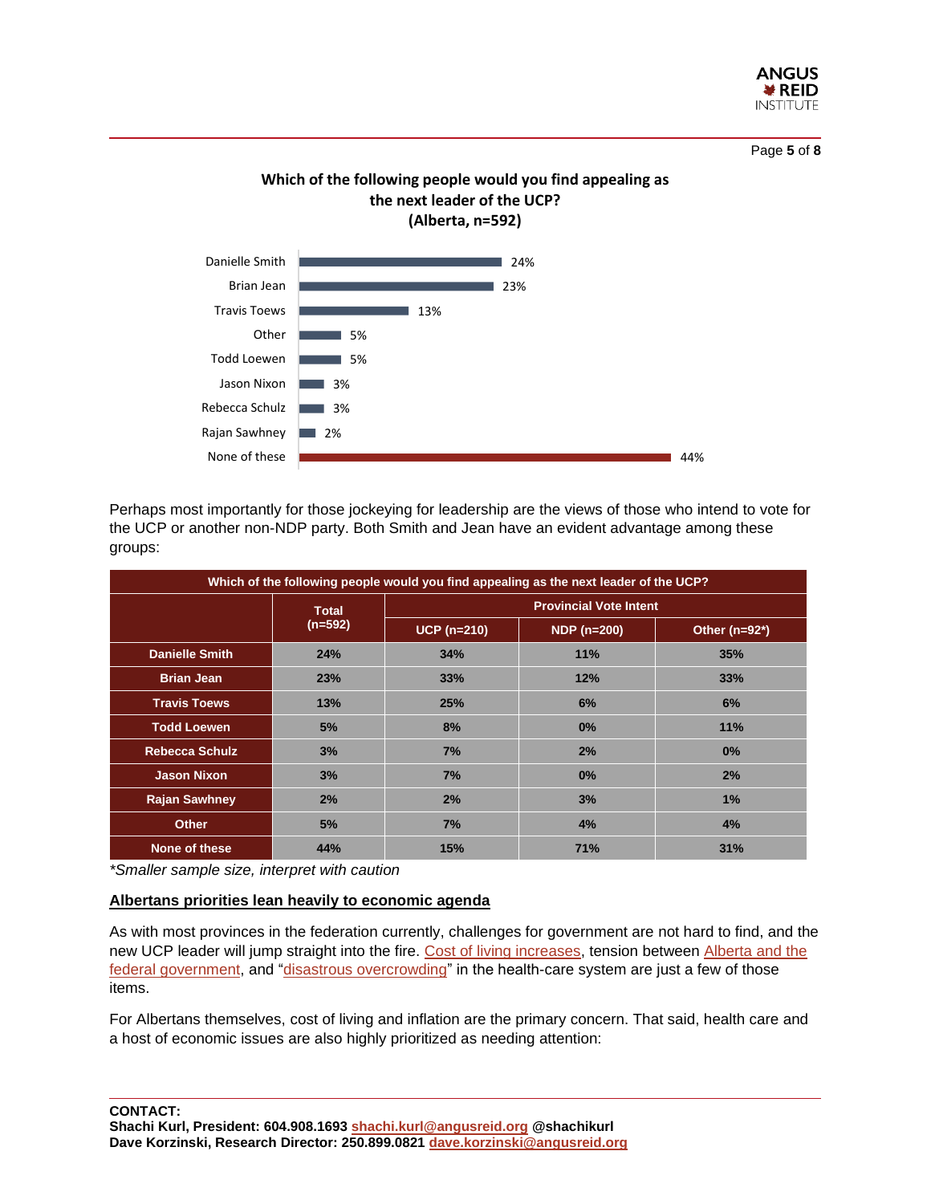**Which of the following people would you find appealing as the next leader of the UCP? (Alberta, n=592)**

| Candidate | % |
|---|---|
| Danielle Smith | 24% |
| Brian Jean | 23% |
| Travis Toews | 13% |
| Other | 5% |
| Todd Loewen | 5% |
| Jason Nixon | 3% |
| Rebecca Schulz | 3% |
| Rajan Sawhney | 2% |
| None of these | 44% |

Perhaps most importantly for those jockeying for leadership are the views of those who intend to vote for the UCP or another non-NDP party. Both Smith and Jean have an evident advantage among these groups:

| Which of the following people would you find appealing as the next leader of the UCP? | Total (n=592) | Provincial Vote Intent | | |
|---|---|---|---|---|
| | | UCP (n=210) | NDP (n=200) | Other (n=92*) |
| Danielle Smith | 24% | 34% | 11% | 35% |
| Brian Jean | 23% | 33% | 12% | 33% |
| Travis Toews | 13% | 25% | 6% | 6% |
| Todd Loewen | 5% | 8% | 0% | 11% |
| Rebecca Schulz | 3% | 7% | 2% | 0% |
| Jason Nixon | 3% | 7% | 0% | 2% |
| Rajan Sawhney | 2% | 2% | 3% | 1% |
| Other | 5% | 7% | 4% | 4% |
| None of these | 44% | 15% | 71% | 31% |

*Smaller sample size, interpret with caution*

## Albertans priorities lean heavily to economic agenda

As with most provinces in the federation currently, challenges for government are not hard to find, and the new UCP leader will jump straight into the fire. Cost of living increases, tension between Alberta and the federal government, and "disastrous overcrowding" in the health-care system are just a few of those items.

For Albertans themselves, cost of living and inflation are the primary concern. That said, health care and a host of economic issues are also highly prioritized as needing attention:

**CONTACT:**
**Shachi Kurl, President: 604.908.1693 shachi.kurl@angusreid.org @shachikurl**
**Dave Korzinski, Research Director: 250.899.0821 dave.korzinski@angusreid.org**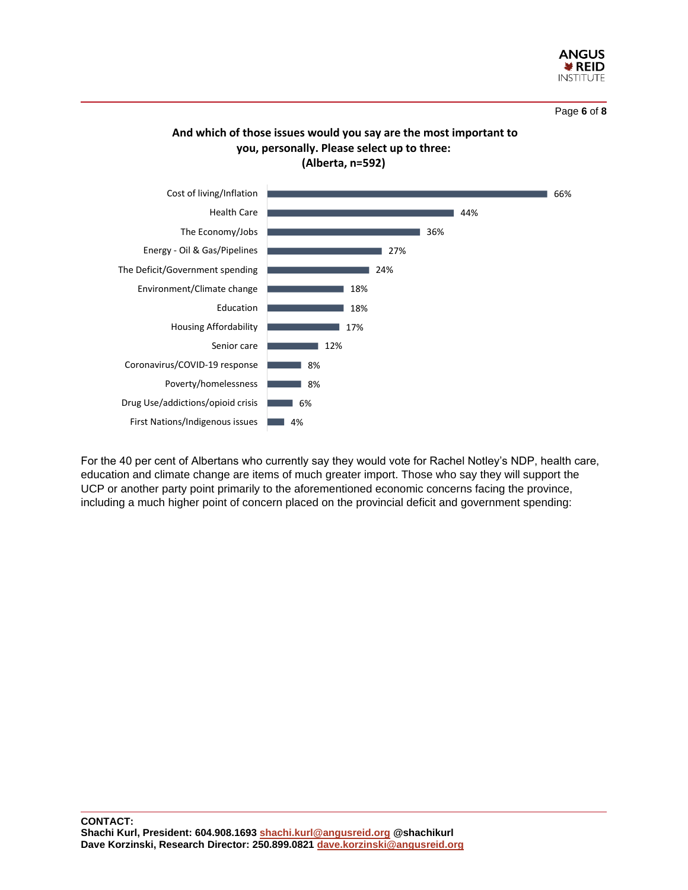**And which of those issues would you say are the most important to you, personally. Please select up to three:**
**(Alberta, n=592)**

| Issue | % |
|---|---|
| Cost of living/Inflation | 66% |
| Health Care | 44% |
| The Economy/Jobs | 36% |
| Energy - Oil & Gas/Pipelines | 27% |
| The Deficit/Government spending | 24% |
| Environment/Climate change | 18% |
| Education | 18% |
| Housing Affordability | 17% |
| Senior care | 12% |
| Coronavirus/COVID-19 response | 8% |
| Poverty/homelessness | 8% |
| Drug Use/addictions/opioid crisis | 6% |
| First Nations/Indigenous issues | 4% |

For the 40 per cent of Albertans who currently say they would vote for Rachel Notley's NDP, health care, education and climate change are items of much greater import. Those who say they will support the UCP or another party point primarily to the aforementioned economic concerns facing the province, including a much higher point of concern placed on the provincial deficit and government spending:

**CONTACT:**
**Shachi Kurl, President: 604.908.1693 shachi.kurl@angusreid.org @shachikurl**
**Dave Korzinski, Research Director: 250.899.0821 dave.korzinski@angusreid.org**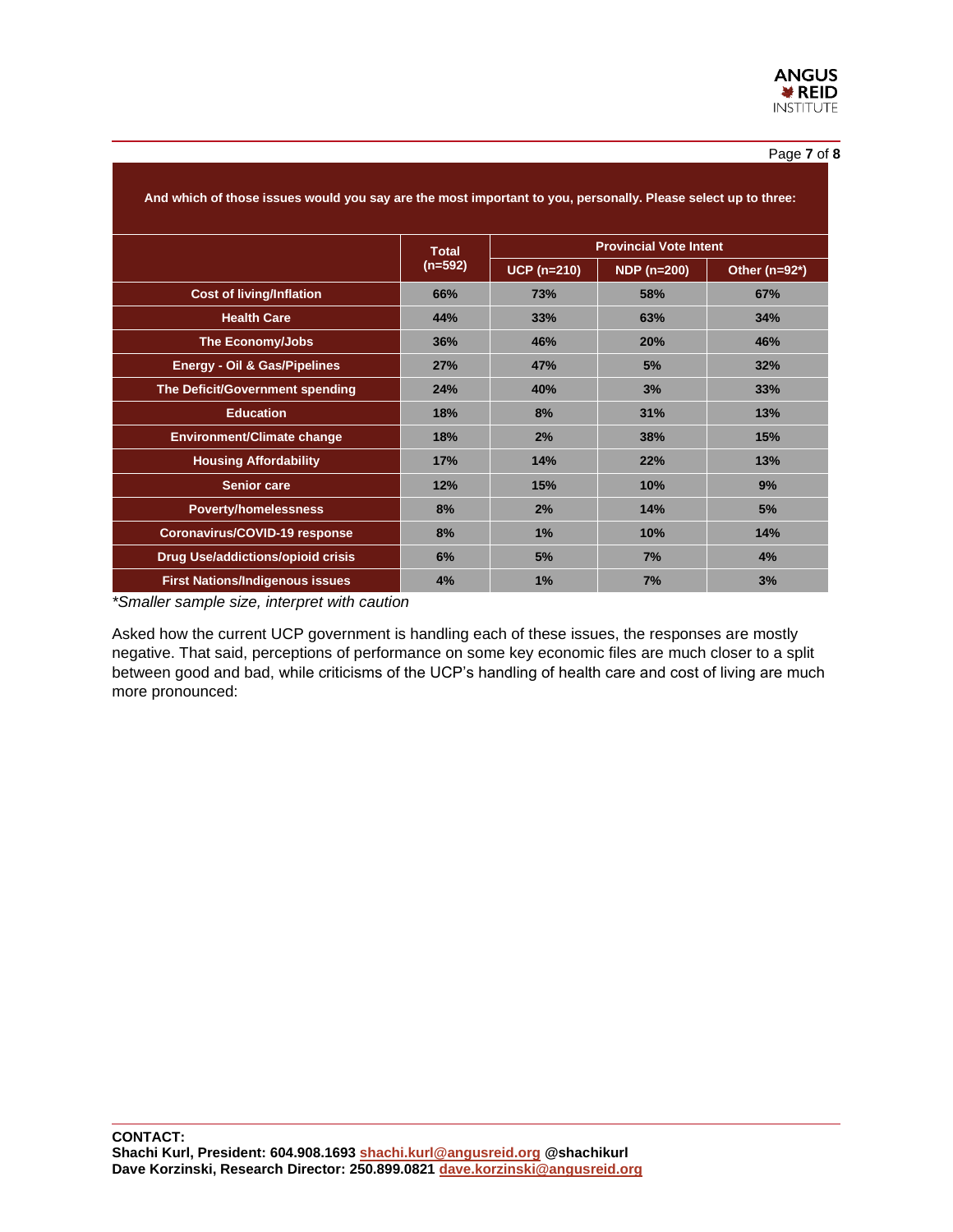| And which of those issues would you say are the most important to you, personally. Please select up to three: | | | | |
|---|---|---|---|---|
| | Total (n=592) | Provincial Vote Intent | | |
| | | UCP (n=210) | NDP (n=200) | Other (n=92*) |
| Cost of living/Inflation | 66% | 73% | 58% | 67% |
| Health Care | 44% | 33% | 63% | 34% |
| The Economy/Jobs | 36% | 46% | 20% | 46% |
| Energy - Oil & Gas/Pipelines | 27% | 47% | 5% | 32% |
| The Deficit/Government spending | 24% | 40% | 3% | 33% |
| Education | 18% | 8% | 31% | 13% |
| Environment/Climate change | 18% | 2% | 38% | 15% |
| Housing Affordability | 17% | 14% | 22% | 13% |
| Senior care | 12% | 15% | 10% | 9% |
| Poverty/homelessness | 8% | 2% | 14% | 5% |
| Coronavirus/COVID-19 response | 8% | 1% | 10% | 14% |
| Drug Use/addictions/opioid crisis | 6% | 5% | 7% | 4% |
| First Nations/Indigenous issues | 4% | 1% | 7% | 3% |

*\*Smaller sample size, interpret with caution*

Asked how the current UCP government is handling each of these issues, the responses are mostly negative. That said, perceptions of performance on some key economic files are much closer to a split between good and bad, while criticisms of the UCP's handling of health care and cost of living are much more pronounced:

**CONTACT:**
**Shachi Kurl, President: 604.908.1693 shachi.kurl@angusreid.org @shachikurl**
**Dave Korzinski, Research Director: 250.899.0821 dave.korzinski@angusreid.org**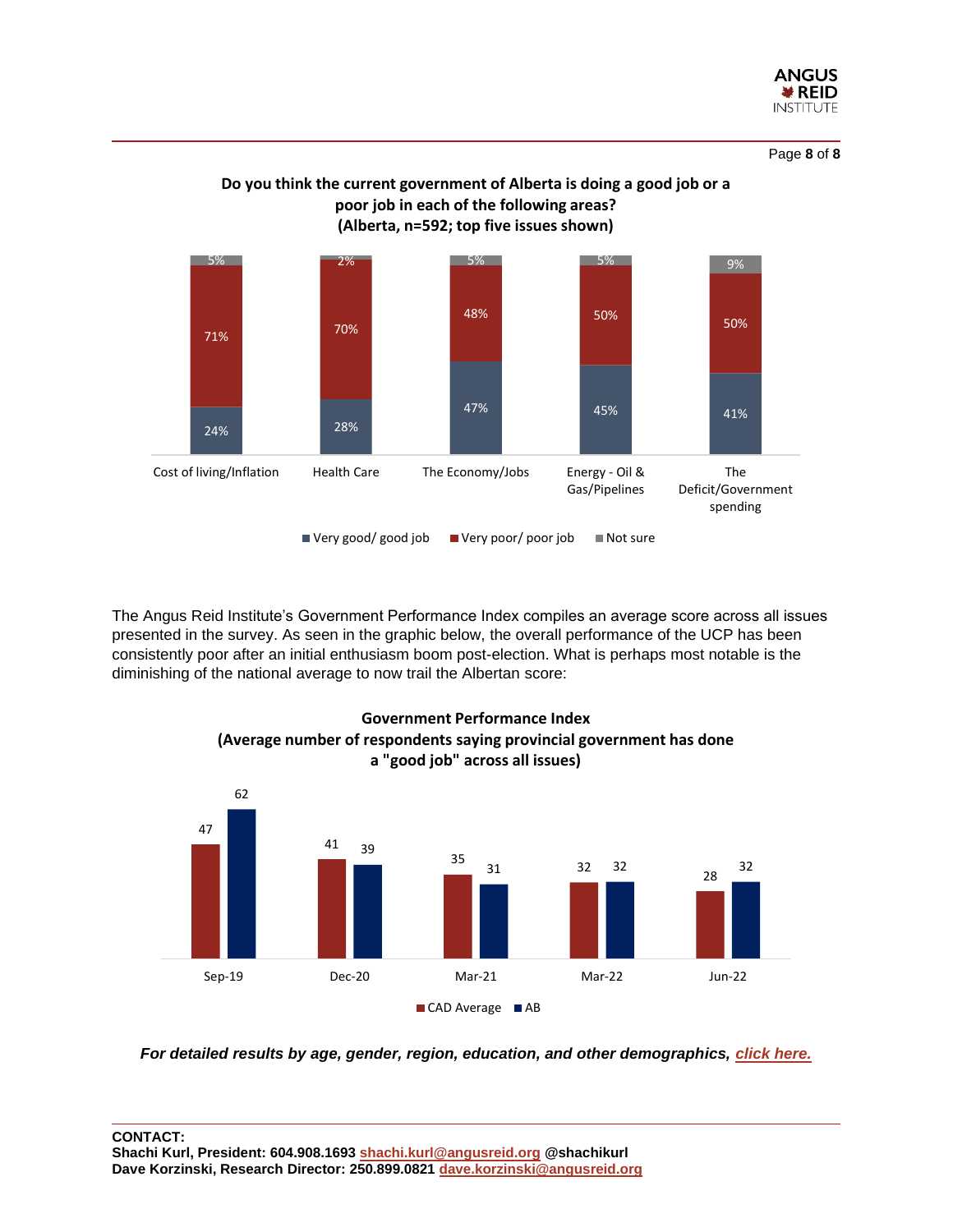**Do you think the current government of Alberta is doing a good job or a poor job in each of the following areas?**
**(Alberta, n=592; top five issues shown)**

Cost of living/Inflation: 24% / 71% / 5%

Health Care: 28% / 70% / 2%

The Economy/Jobs: 47% / 48% / 5%

Energy - Oil & Gas/Pipelines: 45% / 50% / 5%

The Deficit/Government spending: 41% / 50% / 9%

Very good/ good job · Very poor/ poor job · Not sure

The Angus Reid Institute's Government Performance Index compiles an average score across all issues presented in the survey. As seen in the graphic below, the overall performance of the UCP has been consistently poor after an initial enthusiasm boom post-election. What is perhaps most notable is the diminishing of the national average to now trail the Albertan score:

**Government Performance Index**
**(Average number of respondents saying provincial government has done a "good job" across all issues)**

Sep-19: 47 / 62

Dec-20: 41 / 39

Mar-21: 35 / 31

Mar-22: 32 / 32

Jun-22: 28 / 32

CAD Average · AB

***For detailed results by age, gender, region, education, and other demographics, click here.***

**CONTACT:**
**Shachi Kurl, President: 604.908.1693 shachi.kurl@angusreid.org @shachikurl**
**Dave Korzinski, Research Director: 250.899.0821 dave.korzinski@angusreid.org**